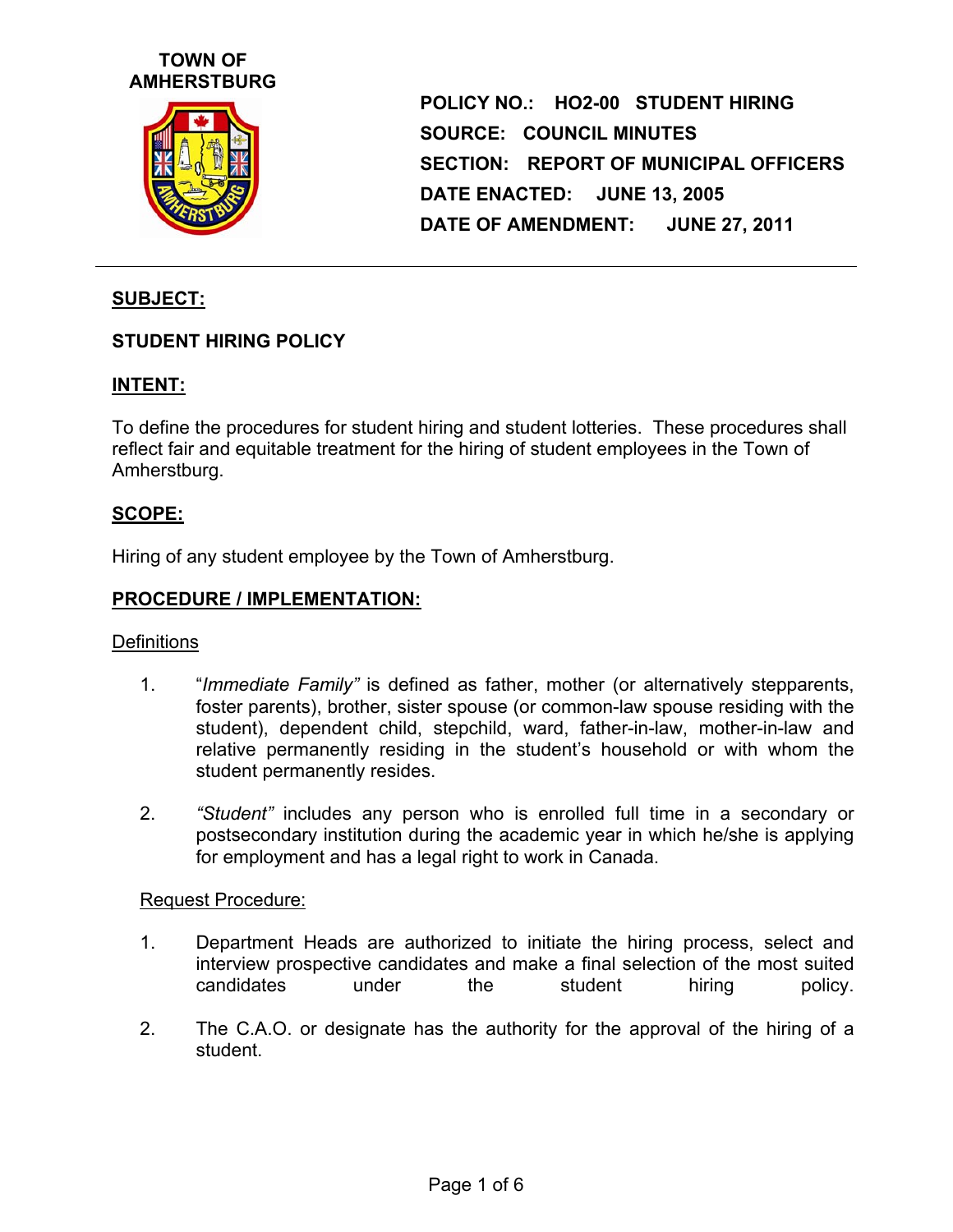**TOWN OF AMHERSTBURG**

**POLICY NO.: HO2-00 STUDENT HIRING**
**SOURCE: COUNCIL MINUTES**
**SECTION: REPORT OF MUNICIPAL OFFICERS**
**DATE ENACTED: JUNE 13, 2005**
**DATE OF AMENDMENT: JUNE 27, 2011**

---

## SUBJECT:

**STUDENT HIRING POLICY**

## INTENT:

To define the procedures for student hiring and student lotteries. These procedures shall reflect fair and equitable treatment for the hiring of student employees in the Town of Amherstburg.

## SCOPE:

Hiring of any student employee by the Town of Amherstburg.

## PROCEDURE / IMPLEMENTATION:

### Definitions

1. "*Immediate Family"* is defined as father, mother (or alternatively stepparents, foster parents), brother, sister spouse (or common-law spouse residing with the student), dependent child, stepchild, ward, father-in-law, mother-in-law and relative permanently residing in the student's household or with whom the student permanently resides.

2. *"Student"* includes any person who is enrolled full time in a secondary or postsecondary institution during the academic year in which he/she is applying for employment and has a legal right to work in Canada.

### Request Procedure:

1. Department Heads are authorized to initiate the hiring process, select and interview prospective candidates and make a final selection of the most suited candidates under the student hiring policy.

2. The C.A.O. or designate has the authority for the approval of the hiring of a student.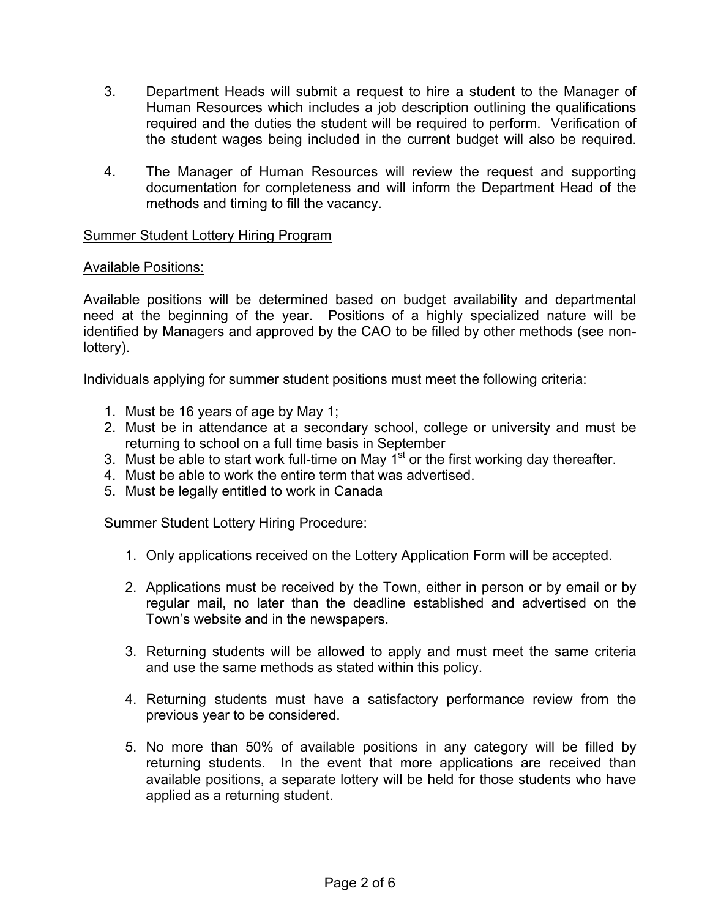3. Department Heads will submit a request to hire a student to the Manager of Human Resources which includes a job description outlining the qualifications required and the duties the student will be required to perform. Verification of the student wages being included in the current budget will also be required.

4. The Manager of Human Resources will review the request and supporting documentation for completeness and will inform the Department Head of the methods and timing to fill the vacancy.

<u>Summer Student Lottery Hiring Program</u>

<u>Available Positions:</u>

Available positions will be determined based on budget availability and departmental need at the beginning of the year. Positions of a highly specialized nature will be identified by Managers and approved by the CAO to be filled by other methods (see non-lottery).

Individuals applying for summer student positions must meet the following criteria:

1. Must be 16 years of age by May 1;
2. Must be in attendance at a secondary school, college or university and must be returning to school on a full time basis in September
3. Must be able to start work full-time on May 1st or the first working day thereafter.
4. Must be able to work the entire term that was advertised.
5. Must be legally entitled to work in Canada

Summer Student Lottery Hiring Procedure:

1. Only applications received on the Lottery Application Form will be accepted.

2. Applications must be received by the Town, either in person or by email or by regular mail, no later than the deadline established and advertised on the Town's website and in the newspapers.

3. Returning students will be allowed to apply and must meet the same criteria and use the same methods as stated within this policy.

4. Returning students must have a satisfactory performance review from the previous year to be considered.

5. No more than 50% of available positions in any category will be filled by returning students. In the event that more applications are received than available positions, a separate lottery will be held for those students who have applied as a returning student.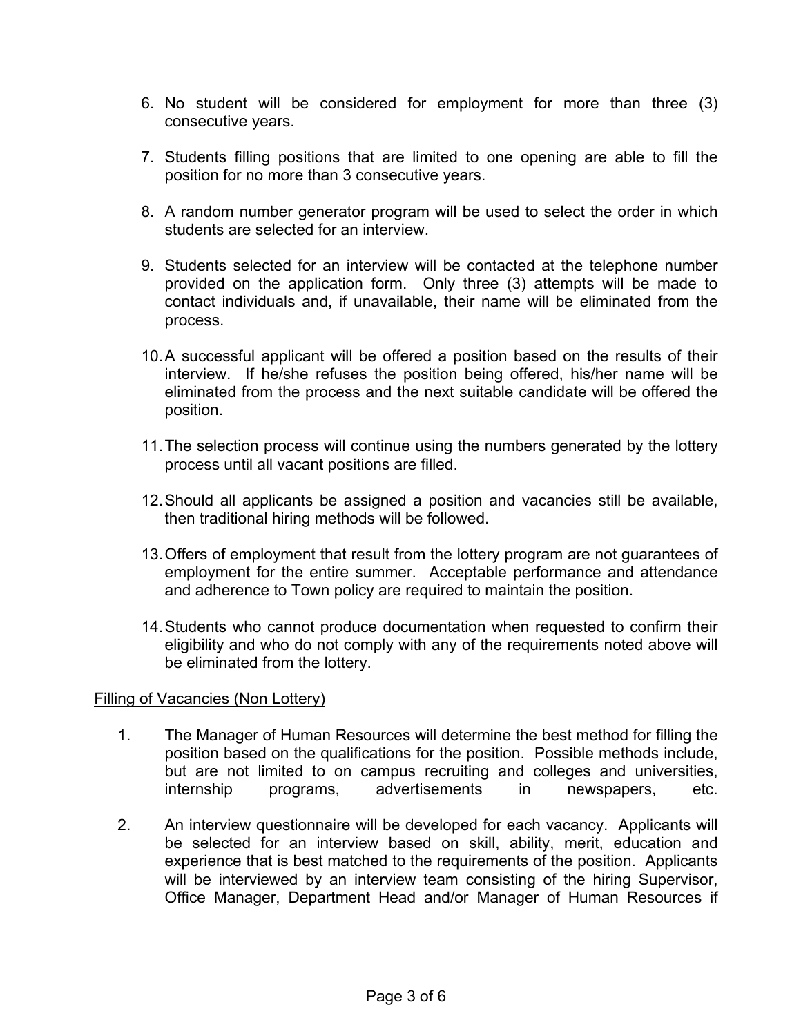6. No student will be considered for employment for more than three (3) consecutive years.

7. Students filling positions that are limited to one opening are able to fill the position for no more than 3 consecutive years.

8. A random number generator program will be used to select the order in which students are selected for an interview.

9. Students selected for an interview will be contacted at the telephone number provided on the application form. Only three (3) attempts will be made to contact individuals and, if unavailable, their name will be eliminated from the process.

10. A successful applicant will be offered a position based on the results of their interview. If he/she refuses the position being offered, his/her name will be eliminated from the process and the next suitable candidate will be offered the position.

11. The selection process will continue using the numbers generated by the lottery process until all vacant positions are filled.

12. Should all applicants be assigned a position and vacancies still be available, then traditional hiring methods will be followed.

13. Offers of employment that result from the lottery program are not guarantees of employment for the entire summer. Acceptable performance and attendance and adherence to Town policy are required to maintain the position.

14. Students who cannot produce documentation when requested to confirm their eligibility and who do not comply with any of the requirements noted above will be eliminated from the lottery.

Filling of Vacancies (Non Lottery)

1. The Manager of Human Resources will determine the best method for filling the position based on the qualifications for the position. Possible methods include, but are not limited to on campus recruiting and colleges and universities, internship programs, advertisements in newspapers, etc.

2. An interview questionnaire will be developed for each vacancy. Applicants will be selected for an interview based on skill, ability, merit, education and experience that is best matched to the requirements of the position. Applicants will be interviewed by an interview team consisting of the hiring Supervisor, Office Manager, Department Head and/or Manager of Human Resources if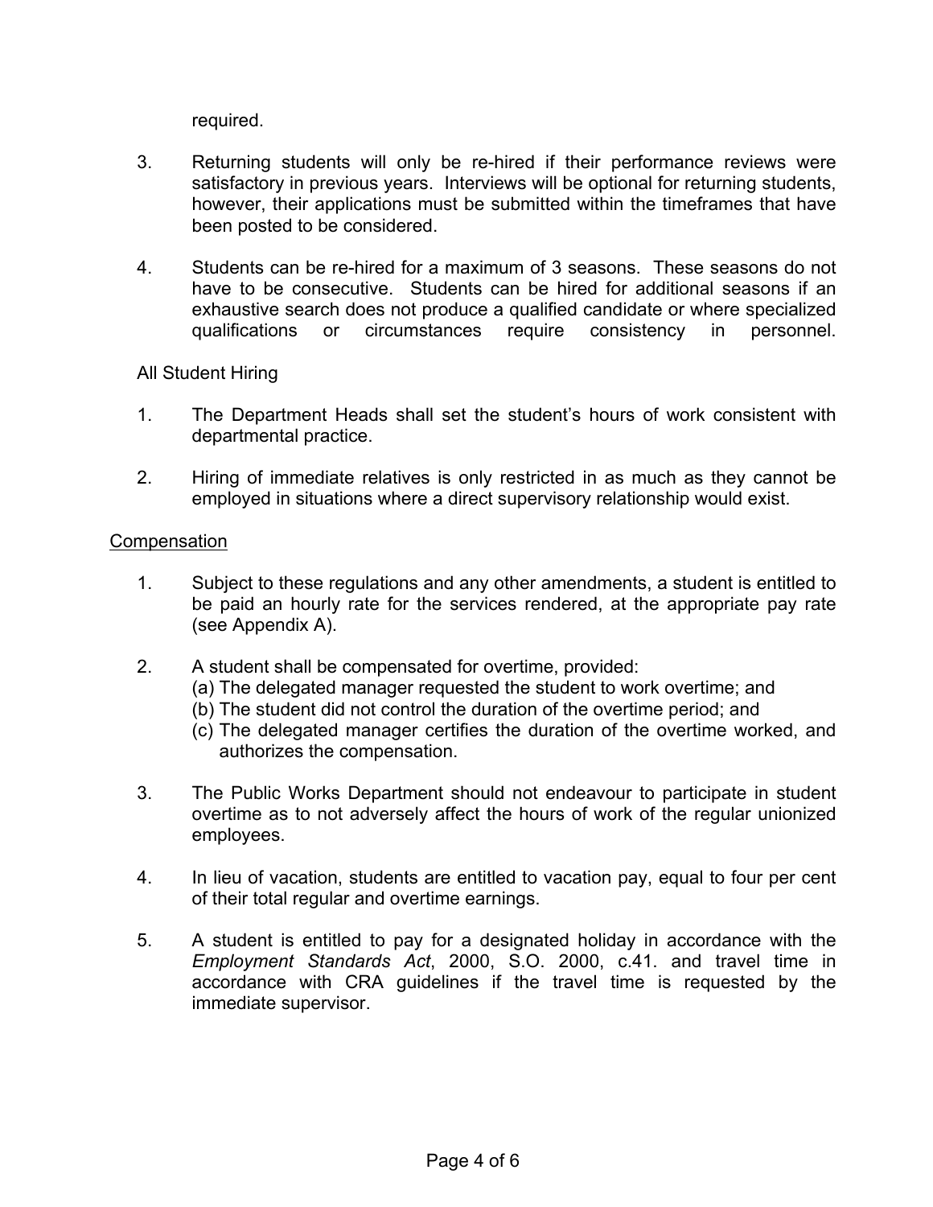required.

3. Returning students will only be re-hired if their performance reviews were satisfactory in previous years. Interviews will be optional for returning students, however, their applications must be submitted within the timeframes that have been posted to be considered.

4. Students can be re-hired for a maximum of 3 seasons. These seasons do not have to be consecutive. Students can be hired for additional seasons if an exhaustive search does not produce a qualified candidate or where specialized qualifications or circumstances require consistency in personnel.

All Student Hiring

1. The Department Heads shall set the student's hours of work consistent with departmental practice.

2. Hiring of immediate relatives is only restricted in as much as they cannot be employed in situations where a direct supervisory relationship would exist.

<u>Compensation</u>

1. Subject to these regulations and any other amendments, a student is entitled to be paid an hourly rate for the services rendered, at the appropriate pay rate (see Appendix A).

2. A student shall be compensated for overtime, provided:
   (a) The delegated manager requested the student to work overtime; and
   (b) The student did not control the duration of the overtime period; and
   (c) The delegated manager certifies the duration of the overtime worked, and authorizes the compensation.

3. The Public Works Department should not endeavour to participate in student overtime as to not adversely affect the hours of work of the regular unionized employees.

4. In lieu of vacation, students are entitled to vacation pay, equal to four per cent of their total regular and overtime earnings.

5. A student is entitled to pay for a designated holiday in accordance with the *Employment Standards Act*, 2000, S.O. 2000, c.41. and travel time in accordance with CRA guidelines if the travel time is requested by the immediate supervisor.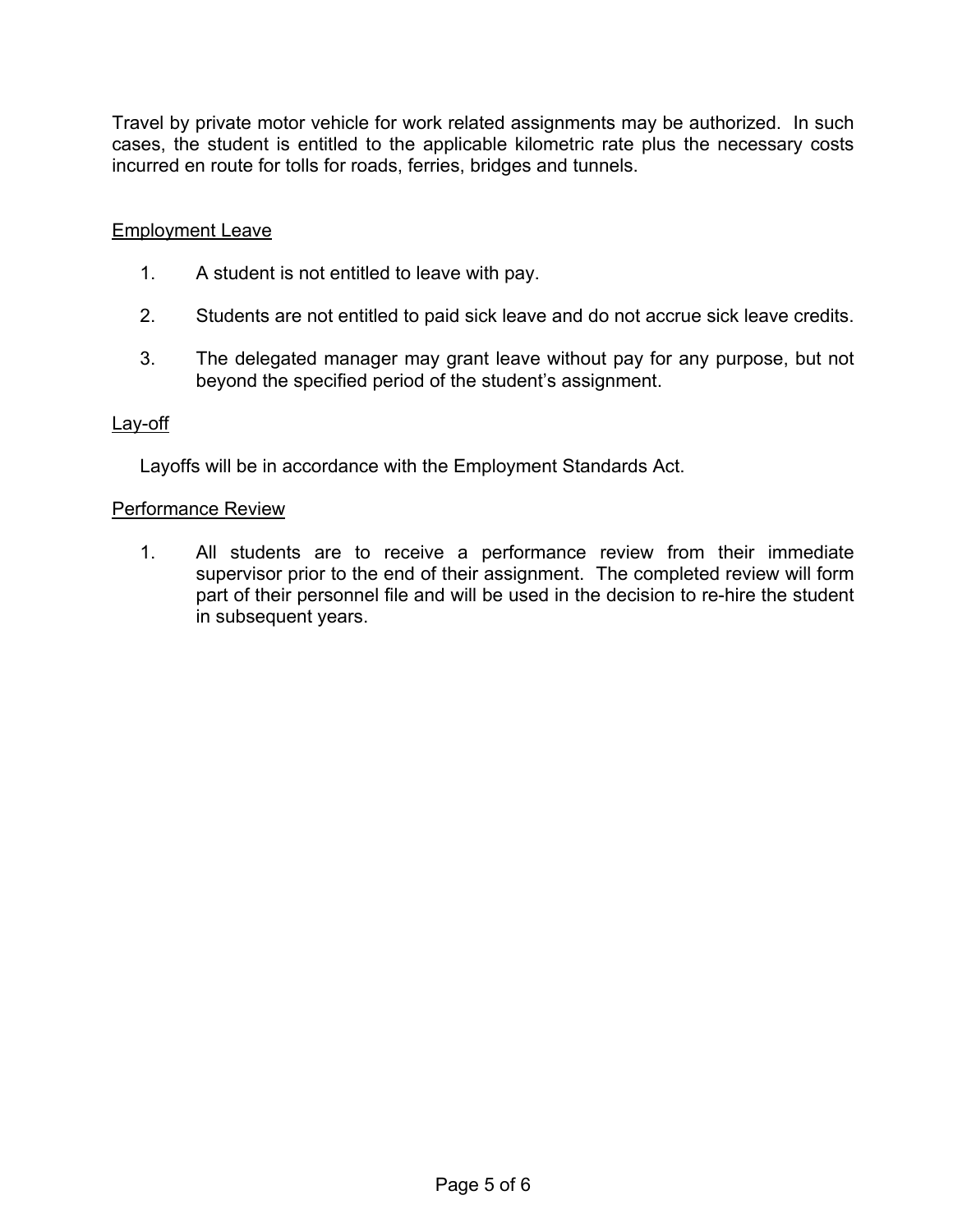Travel by private motor vehicle for work related assignments may be authorized. In such cases, the student is entitled to the applicable kilometric rate plus the necessary costs incurred en route for tolls for roads, ferries, bridges and tunnels.

## Employment Leave

1. A student is not entitled to leave with pay.

2. Students are not entitled to paid sick leave and do not accrue sick leave credits.

3. The delegated manager may grant leave without pay for any purpose, but not beyond the specified period of the student's assignment.

## Lay-off

Layoffs will be in accordance with the Employment Standards Act.

## Performance Review

1. All students are to receive a performance review from their immediate supervisor prior to the end of their assignment. The completed review will form part of their personnel file and will be used in the decision to re-hire the student in subsequent years.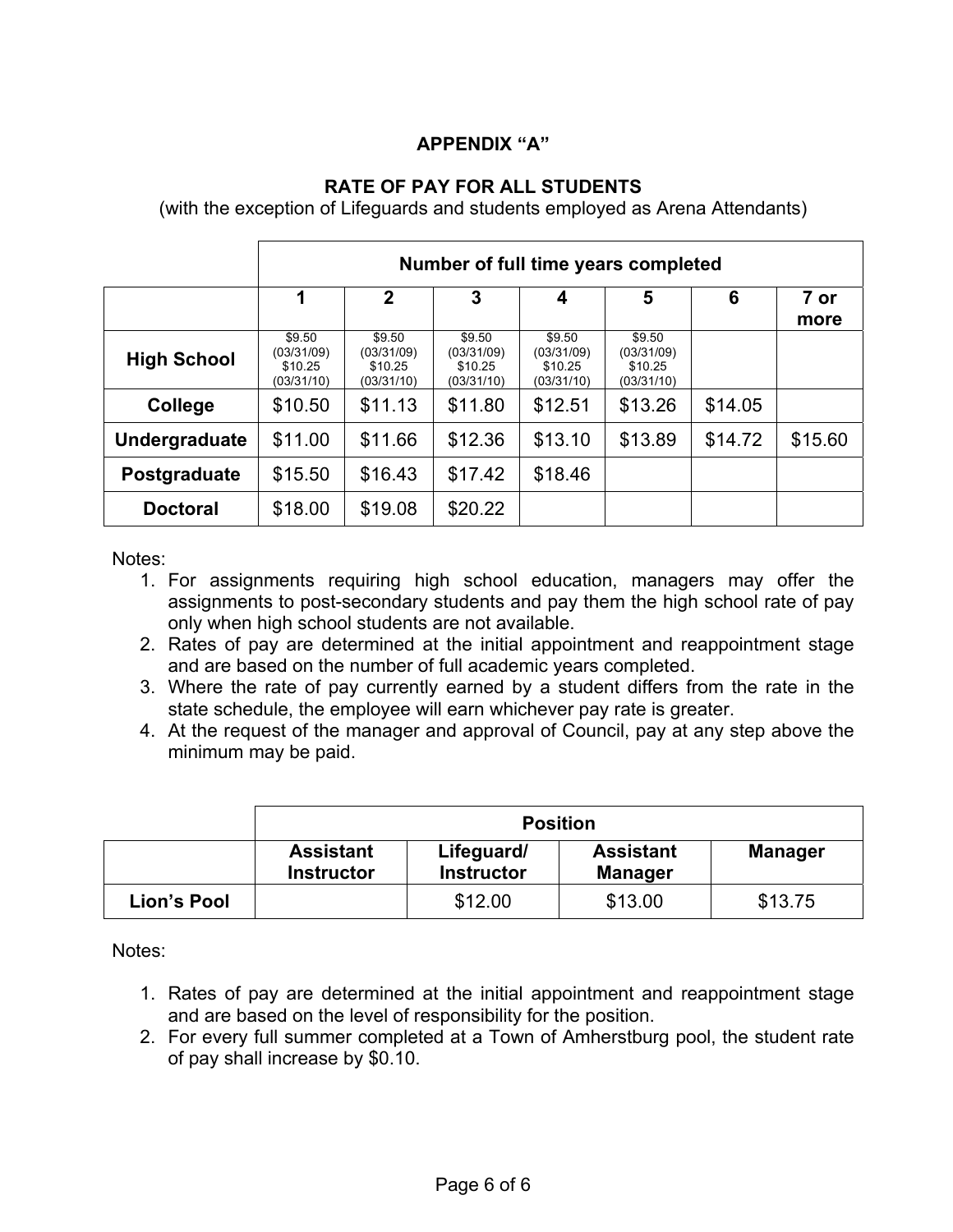## APPENDIX "A"

### RATE OF PAY FOR ALL STUDENTS

(with the exception of Lifeguards and students employed as Arena Attendants)

| | Number of full time years completed | | | | | | |
|---|---|---|---|---|---|---|---|
| | 1 | 2 | 3 | 4 | 5 | 6 | 7 or more |
| **High School** | $9.50 (03/31/09) $10.25 (03/31/10) | $9.50 (03/31/09) $10.25 (03/31/10) | $9.50 (03/31/09) $10.25 (03/31/10) | $9.50 (03/31/09) $10.25 (03/31/10) | $9.50 (03/31/09) $10.25 (03/31/10) | | |
| **College** | $10.50 | $11.13 | $11.80 | $12.51 | $13.26 | $14.05 | |
| **Undergraduate** | $11.00 | $11.66 | $12.36 | $13.10 | $13.89 | $14.72 | $15.60 |
| **Postgraduate** | $15.50 | $16.43 | $17.42 | $18.46 | | | |
| **Doctoral** | $18.00 | $19.08 | $20.22 | | | | |

Notes:

1. For assignments requiring high school education, managers may offer the assignments to post-secondary students and pay them the high school rate of pay only when high school students are not available.
2. Rates of pay are determined at the initial appointment and reappointment stage and are based on the number of full academic years completed.
3. Where the rate of pay currently earned by a student differs from the rate in the state schedule, the employee will earn whichever pay rate is greater.
4. At the request of the manager and approval of Council, pay at any step above the minimum may be paid.

| | Position | | | |
|---|---|---|---|---|
| | Assistant Instructor | Lifeguard/ Instructor | Assistant Manager | Manager |
| **Lion's Pool** | | $12.00 | $13.00 | $13.75 |

Notes:

1. Rates of pay are determined at the initial appointment and reappointment stage and are based on the level of responsibility for the position.
2. For every full summer completed at a Town of Amherstburg pool, the student rate of pay shall increase by $0.10.